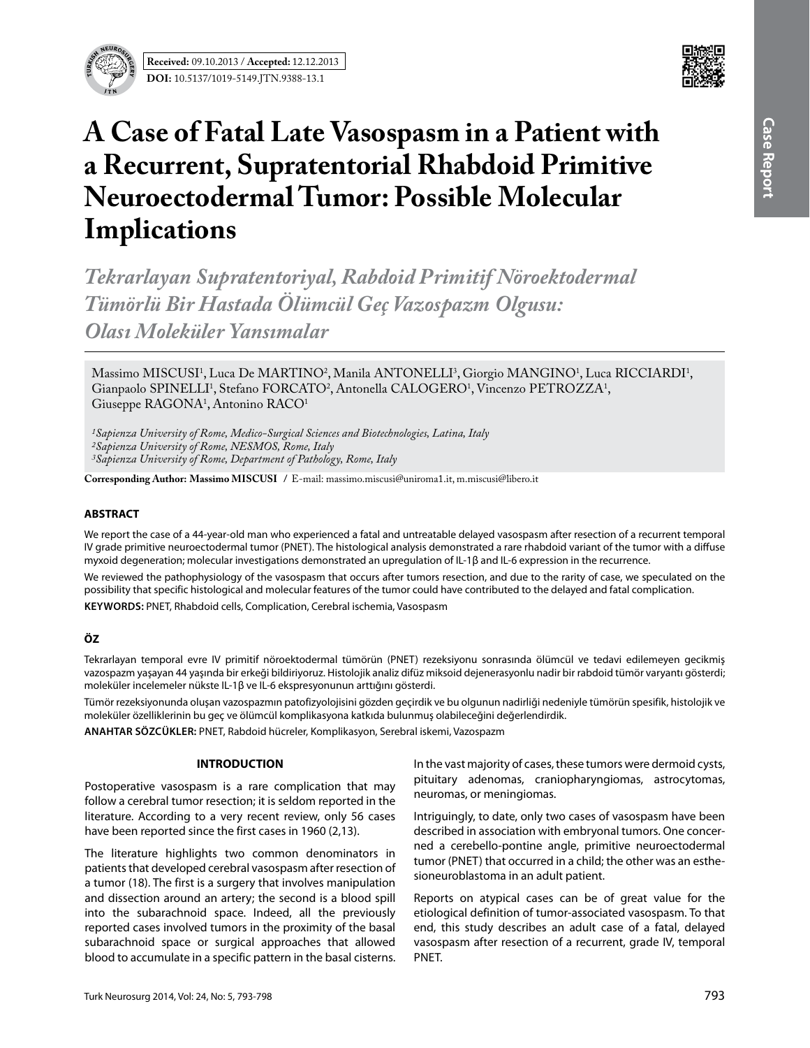**Received:** 09.10.2013 / **Accepted:** 12.12.2013

**DOI:** 10.5137/1019-5149.JTN.9388-13.1

Case Report

# A Case of Fatal Late Vasospasm in a Patient with a Recurrent, Supratentorial Rhabdoid Primitive Neuroectodermal Tumor: Possible Molecular Implications

## *Tekrarlayan Supratentoriyal, Rabdoid Primitif Nöroektodermal Tümörlü Bir Hastada Ölümcül Geç Vazospazm Olgusu: Olası Moleküler Yansımalar*

Massimo MISCUSI[1], Luca De MARTINO[2], Manila ANTONELLI[3], Giorgio MANGINO[1], Luca RICCIARDI[1], Gianpaolo SPINELLI[1], Stefano FORCATO[2], Antonella CALOGERO[1], Vincenzo PETROZZA[1], Giuseppe RAGONA[1], Antonino RACO[1]

*[1]Sapienza University of Rome, Medico-Surgical Sciences and Biotechnologies, Latina, Italy*
*[2]Sapienza University of Rome, NESMOS, Rome, Italy*
*[3]Sapienza University of Rome, Department of Pathology, Rome, Italy*

**Corresponding Author: Massimo MISCUSI** / E-mail: massimo.miscusi@uniroma1.it, m.miscusi@libero.it

## ABSTRACT

We report the case of a 44-year-old man who experienced a fatal and untreatable delayed vasospasm after resection of a recurrent temporal IV grade primitive neuroectodermal tumor (PNET). The histological analysis demonstrated a rare rhabdoid variant of the tumor with a diffuse myxoid degeneration; molecular investigations demonstrated an upregulation of IL-1β and IL-6 expression in the recurrence.

We reviewed the pathophysiology of the vasospasm that occurs after tumors resection, and due to the rarity of case, we speculated on the possibility that specific histological and molecular features of the tumor could have contributed to the delayed and fatal complication.

**KEYWORDS:** PNET, Rhabdoid cells, Complication, Cerebral ischemia, Vasospasm

## ÖZ

Tekrarlayan temporal evre IV primitif nöroektodermal tümörün (PNET) rezeksiyonu sonrasında ölümcül ve tedavi edilemeyen gecikmiş vazospazm yaşayan 44 yaşında bir erkeği bildiriyoruz. Histolojik analiz difüz miksoid dejenerasyonlu nadir bir rabdoid tümör varyantı gösterdi; moleküler incelemeler nükste IL-1β ve IL-6 ekspresyonunun arttığını gösterdi.

Tümör rezeksiyonunda oluşan vazospazmın patofizyolojisini gözden geçirdik ve bu olgunun nadirliği nedeniyle tümörün spesifik, histolojik ve moleküler özelliklerinin bu geç ve ölümcül komplikasyona katkıda bulunmuş olabileceğini değerlendirdik.

**ANAHTAR SÖZCÜKLER:** PNET, Rabdoid hücreler, Komplikasyon, Serebral iskemi, Vazospazm

## INTRODUCTION

Postoperative vasospasm is a rare complication that may follow a cerebral tumor resection; it is seldom reported in the literature. According to a very recent review, only 56 cases have been reported since the first cases in 1960 (2,13).

The literature highlights two common denominators in patients that developed cerebral vasospasm after resection of a tumor (18). The first is a surgery that involves manipulation and dissection around an artery; the second is a blood spill into the subarachnoid space. Indeed, all the previously reported cases involved tumors in the proximity of the basal subarachnoid space or surgical approaches that allowed blood to accumulate in a specific pattern in the basal cisterns. In the vast majority of cases, these tumors were dermoid cysts, pituitary adenomas, craniopharyngiomas, astrocytomas, neuromas, or meningiomas.

Intriguingly, to date, only two cases of vasospasm have been described in association with embryonal tumors. One concerned a cerebello-pontine angle, primitive neuroectodermal tumor (PNET) that occurred in a child; the other was an esthesioneuroblastoma in an adult patient.

Reports on atypical cases can be of great value for the etiological definition of tumor-associated vasospasm. To that end, this study describes an adult case of a fatal, delayed vasospasm after resection of a recurrent, grade IV, temporal PNET.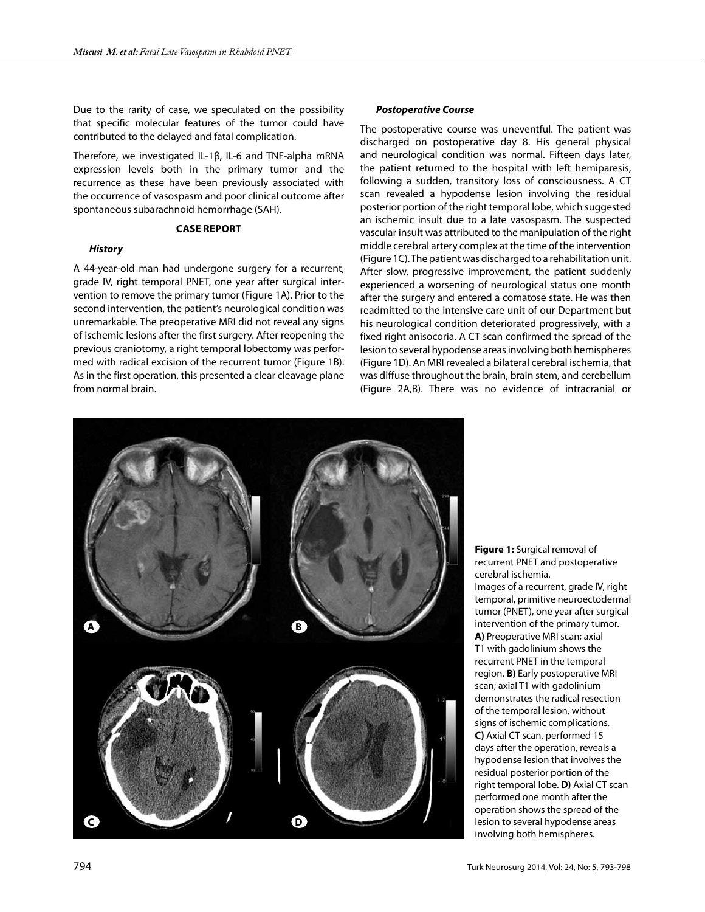Due to the rarity of case, we speculated on the possibility that specific molecular features of the tumor could have contributed to the delayed and fatal complication.

Therefore, we investigated IL-1β, IL-6 and TNF-alpha mRNA expression levels both in the primary tumor and the recurrence as these have been previously associated with the occurrence of vasospasm and poor clinical outcome after spontaneous subarachnoid hemorrhage (SAH).

## CASE REPORT

### *History*

A 44-year-old man had undergone surgery for a recurrent, grade IV, right temporal PNET, one year after surgical intervention to remove the primary tumor (Figure 1A). Prior to the second intervention, the patient's neurological condition was unremarkable. The preoperative MRI did not reveal any signs of ischemic lesions after the first surgery. After reopening the previous craniotomy, a right temporal lobectomy was performed with radical excision of the recurrent tumor (Figure 1B). As in the first operation, this presented a clear cleavage plane from normal brain.

### *Postoperative Course*

The postoperative course was uneventful. The patient was discharged on postoperative day 8. His general physical and neurological condition was normal. Fifteen days later, the patient returned to the hospital with left hemiparesis, following a sudden, transitory loss of consciousness. A CT scan revealed a hypodense lesion involving the residual posterior portion of the right temporal lobe, which suggested an ischemic insult due to a late vasospasm. The suspected vascular insult was attributed to the manipulation of the right middle cerebral artery complex at the time of the intervention (Figure 1C). The patient was discharged to a rehabilitation unit. After slow, progressive improvement, the patient suddenly experienced a worsening of neurological status one month after the surgery and entered a comatose state. He was then readmitted to the intensive care unit of our Department but his neurological condition deteriorated progressively, with a fixed right anisocoria. A CT scan confirmed the spread of the lesion to several hypodense areas involving both hemispheres (Figure 1D). An MRI revealed a bilateral cerebral ischemia, that was diffuse throughout the brain, brain stem, and cerebellum (Figure 2A,B). There was no evidence of intracranial or

**Figure 1:** Surgical removal of recurrent PNET and postoperative cerebral ischemia.
Images of a recurrent, grade IV, right temporal, primitive neuroectodermal tumor (PNET), one year after surgical intervention of the primary tumor. **A)** Preoperative MRI scan; axial T1 with gadolinium shows the recurrent PNET in the temporal region. **B)** Early postoperative MRI scan; axial T1 with gadolinium demonstrates the radical resection of the temporal lesion, without signs of ischemic complications. **C)** Axial CT scan, performed 15 days after the operation, reveals a hypodense lesion that involves the residual posterior portion of the right temporal lobe. **D)** Axial CT scan performed one month after the operation shows the spread of the lesion to several hypodense areas involving both hemispheres.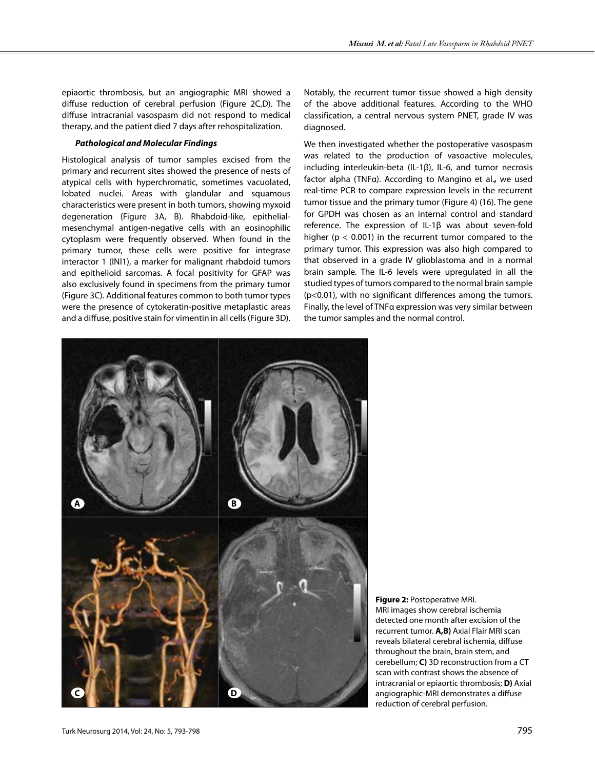epiaortic thrombosis, but an angiographic MRI showed a diffuse reduction of cerebral perfusion (Figure 2C,D). The diffuse intracranial vasospasm did not respond to medical therapy, and the patient died 7 days after rehospitalization.

### *Pathological and Molecular Findings*

Histological analysis of tumor samples excised from the primary and recurrent sites showed the presence of nests of atypical cells with hyperchromatic, sometimes vacuolated, lobated nuclei. Areas with glandular and squamous characteristics were present in both tumors, showing myxoid degeneration (Figure 3A, B). Rhabdoid-like, epithelial-mesenchymal antigen-negative cells with an eosinophilic cytoplasm were frequently observed. When found in the primary tumor, these cells were positive for integrase interactor 1 (INI1), a marker for malignant rhabdoid tumors and epithelioid sarcomas. A focal positivity for GFAP was also exclusively found in specimens from the primary tumor (Figure 3C). Additional features common to both tumor types were the presence of cytokeratin-positive metaplastic areas and a diffuse, positive stain for vimentin in all cells (Figure 3D). Notably, the recurrent tumor tissue showed a high density of the above additional features. According to the WHO classification, a central nervous system PNET, grade IV was diagnosed.

We then investigated whether the postoperative vasospasm was related to the production of vasoactive molecules, including interleukin-beta (IL-1β), IL-6, and tumor necrosis factor alpha (TNFα). According to Mangino et al**.,** we used real-time PCR to compare expression levels in the recurrent tumor tissue and the primary tumor (Figure 4) (16). The gene for GPDH was chosen as an internal control and standard reference. The expression of IL-1β was about seven-fold higher ($p < 0.001$) in the recurrent tumor compared to the primary tumor. This expression was also high compared to that observed in a grade IV glioblastoma and in a normal brain sample. The IL-6 levels were upregulated in all the studied types of tumors compared to the normal brain sample ($p<0.01$), with no significant differences among the tumors. Finally, the level of TNFα expression was very similar between the tumor samples and the normal control.

**Figure 2:** Postoperative MRI. MRI images show cerebral ischemia detected one month after excision of the recurrent tumor. **A,B)** Axial Flair MRI scan reveals bilateral cerebral ischemia, diffuse throughout the brain, brain stem, and cerebellum; **C)** 3D reconstruction from a CT scan with contrast shows the absence of intracranial or epiaortic thrombosis; **D)** Axial angiographic-MRI demonstrates a diffuse reduction of cerebral perfusion.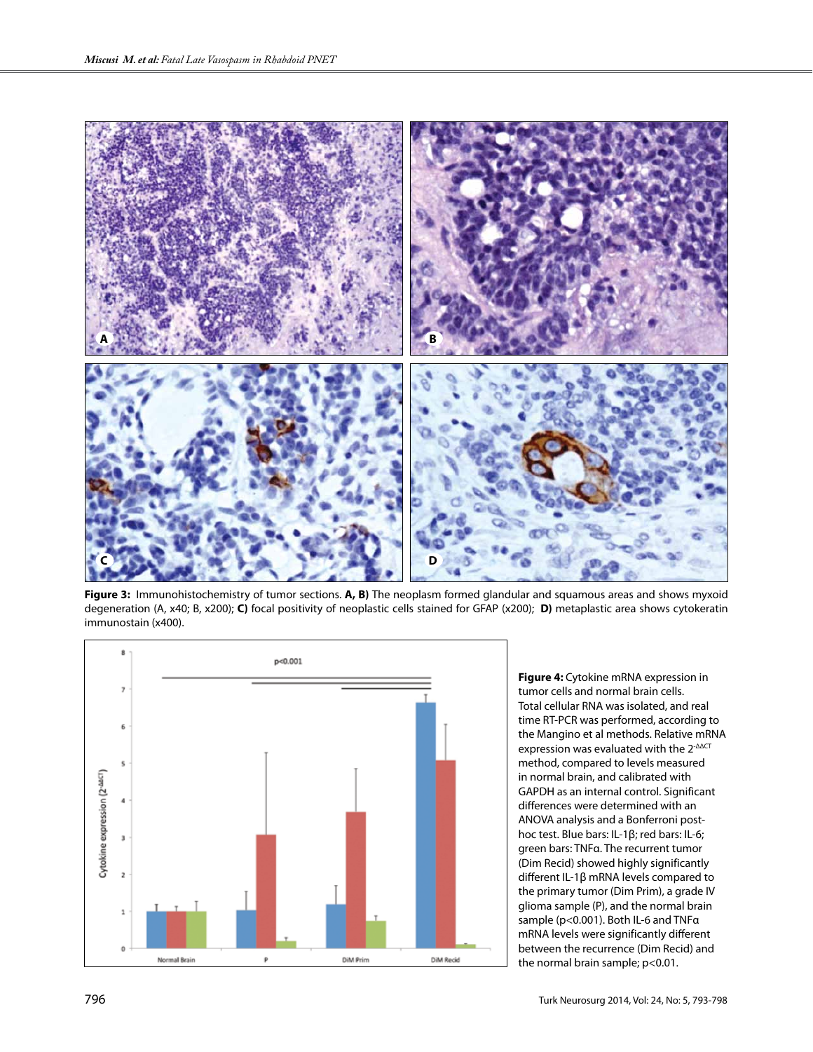**Figure 3:** Immunohistochemistry of tumor sections. **A, B)** The neoplasm formed glandular and squamous areas and shows myxoid degeneration (A, x40; B, x200); **C)** focal positivity of neoplastic cells stained for GFAP (x200); **D)** metaplastic area shows cytokeratin immunostain (x400).

**Figure 4:** Cytokine mRNA expression in tumor cells and normal brain cells. Total cellular RNA was isolated, and real time RT-PCR was performed, according to the Mangino et al methods. Relative mRNA expression was evaluated with the $2^{-\Delta\Delta CT}$ method, compared to levels measured in normal brain, and calibrated with GAPDH as an internal control. Significant differences were determined with an ANOVA analysis and a Bonferroni post-hoc test. Blue bars: IL-1β; red bars: IL-6; green bars: TNFα. The recurrent tumor (Dim Recid) showed highly significantly different IL-1β mRNA levels compared to the primary tumor (Dim Prim), a grade IV glioma sample (P), and the normal brain sample ($p<0.001$). Both IL-6 and TNFα mRNA levels were significantly different between the recurrence (Dim Recid) and the normal brain sample; $p<0.01$.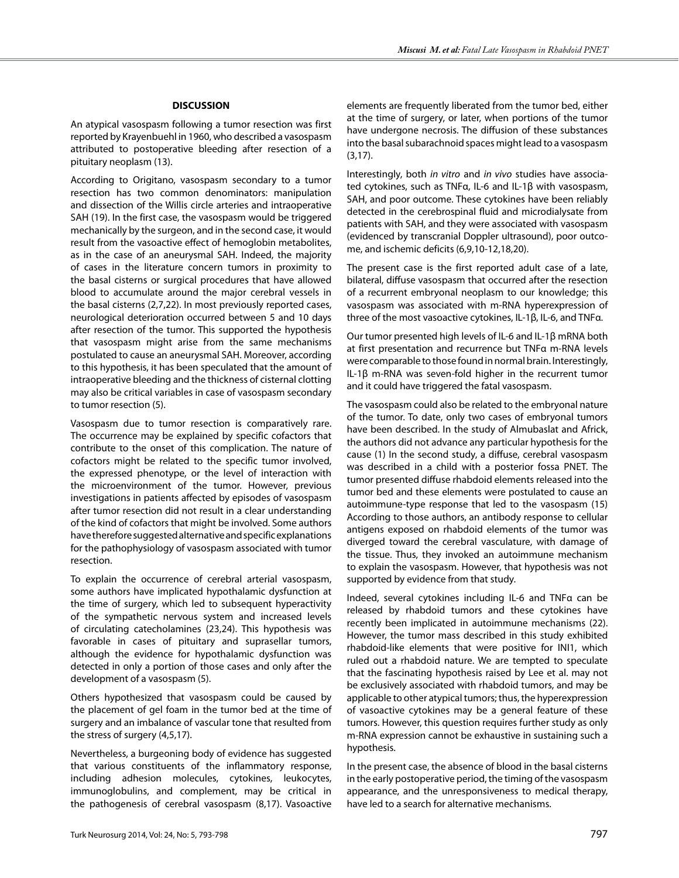## DISCUSSION

An atypical vasospasm following a tumor resection was first reported by Krayenbuehl in 1960, who described a vasospasm attributed to postoperative bleeding after resection of a pituitary neoplasm (13).

According to Origitano, vasospasm secondary to a tumor resection has two common denominators: manipulation and dissection of the Willis circle arteries and intraoperative SAH (19). In the first case, the vasospasm would be triggered mechanically by the surgeon, and in the second case, it would result from the vasoactive effect of hemoglobin metabolites, as in the case of an aneurysmal SAH. Indeed, the majority of cases in the literature concern tumors in proximity to the basal cisterns or surgical procedures that have allowed blood to accumulate around the major cerebral vessels in the basal cisterns (2,7,22). In most previously reported cases, neurological deterioration occurred between 5 and 10 days after resection of the tumor. This supported the hypothesis that vasospasm might arise from the same mechanisms postulated to cause an aneurysmal SAH. Moreover, according to this hypothesis, it has been speculated that the amount of intraoperative bleeding and the thickness of cisternal clotting may also be critical variables in case of vasospasm secondary to tumor resection (5).

Vasospasm due to tumor resection is comparatively rare. The occurrence may be explained by specific cofactors that contribute to the onset of this complication. The nature of cofactors might be related to the specific tumor involved, the expressed phenotype, or the level of interaction with the microenvironment of the tumor. However, previous investigations in patients affected by episodes of vasospasm after tumor resection did not result in a clear understanding of the kind of cofactors that might be involved. Some authors have therefore suggested alternative and specific explanations for the pathophysiology of vasospasm associated with tumor resection.

To explain the occurrence of cerebral arterial vasospasm, some authors have implicated hypothalamic dysfunction at the time of surgery, which led to subsequent hyperactivity of the sympathetic nervous system and increased levels of circulating catecholamines (23,24). This hypothesis was favorable in cases of pituitary and suprasellar tumors, although the evidence for hypothalamic dysfunction was detected in only a portion of those cases and only after the development of a vasospasm (5).

Others hypothesized that vasospasm could be caused by the placement of gel foam in the tumor bed at the time of surgery and an imbalance of vascular tone that resulted from the stress of surgery (4,5,17).

Nevertheless, a burgeoning body of evidence has suggested that various constituents of the inflammatory response, including adhesion molecules, cytokines, leukocytes, immunoglobulins, and complement, may be critical in the pathogenesis of cerebral vasospasm (8,17). Vasoactive elements are frequently liberated from the tumor bed, either at the time of surgery, or later, when portions of the tumor have undergone necrosis. The diffusion of these substances into the basal subarachnoid spaces might lead to a vasospasm (3,17).

Interestingly, both *in vitro* and *in vivo* studies have associated cytokines, such as TNFα, IL-6 and IL-1β with vasospasm, SAH, and poor outcome. These cytokines have been reliably detected in the cerebrospinal fluid and microdialysate from patients with SAH, and they were associated with vasospasm (evidenced by transcranial Doppler ultrasound), poor outcome, and ischemic deficits (6,9,10-12,18,20).

The present case is the first reported adult case of a late, bilateral, diffuse vasospasm that occurred after the resection of a recurrent embryonal neoplasm to our knowledge; this vasospasm was associated with m-RNA hyperexpression of three of the most vasoactive cytokines, IL-1β, IL-6, and TNFα.

Our tumor presented high levels of IL-6 and IL-1β mRNA both at first presentation and recurrence but TNFα m-RNA levels were comparable to those found in normal brain. Interestingly, IL-1β m-RNA was seven-fold higher in the recurrent tumor and it could have triggered the fatal vasospasm.

The vasospasm could also be related to the embryonal nature of the tumor. To date, only two cases of embryonal tumors have been described. In the study of Almubaslat and Africk, the authors did not advance any particular hypothesis for the cause (1) In the second study, a diffuse, cerebral vasospasm was described in a child with a posterior fossa PNET. The tumor presented diffuse rhabdoid elements released into the tumor bed and these elements were postulated to cause an autoimmune-type response that led to the vasospasm (15) According to those authors, an antibody response to cellular antigens exposed on rhabdoid elements of the tumor was diverged toward the cerebral vasculature, with damage of the tissue. Thus, they invoked an autoimmune mechanism to explain the vasospasm. However, that hypothesis was not supported by evidence from that study.

Indeed, several cytokines including IL-6 and TNFα can be released by rhabdoid tumors and these cytokines have recently been implicated in autoimmune mechanisms (22). However, the tumor mass described in this study exhibited rhabdoid-like elements that were positive for INI1, which ruled out a rhabdoid nature. We are tempted to speculate that the fascinating hypothesis raised by Lee et al. may not be exclusively associated with rhabdoid tumors, and may be applicable to other atypical tumors; thus, the hyperexpression of vasoactive cytokines may be a general feature of these tumors. However, this question requires further study as only m-RNA expression cannot be exhaustive in sustaining such a hypothesis.

In the present case, the absence of blood in the basal cisterns in the early postoperative period, the timing of the vasospasm appearance, and the unresponsiveness to medical therapy, have led to a search for alternative mechanisms.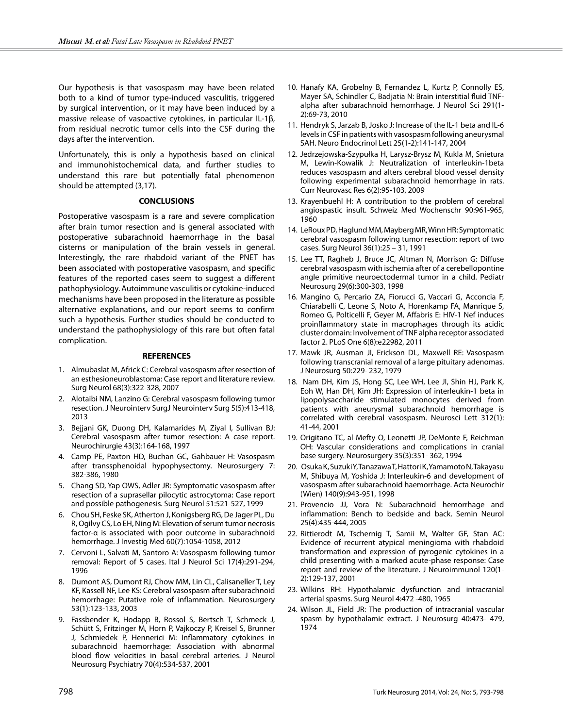Our hypothesis is that vasospasm may have been related both to a kind of tumor type-induced vasculitis, triggered by surgical intervention, or it may have been induced by a massive release of vasoactive cytokines, in particular IL-1β, from residual necrotic tumor cells into the CSF during the days after the intervention.

Unfortunately, this is only a hypothesis based on clinical and immunohistochemical data, and further studies to understand this rare but potentially fatal phenomenon should be attempted (3,17).

## CONCLUSIONS

Postoperative vasospasm is a rare and severe complication after brain tumor resection and is general associated with postoperative subarachnoid haemorrhage in the basal cisterns or manipulation of the brain vessels in general. Interestingly, the rare rhabdoid variant of the PNET has been associated with postoperative vasospasm, and specific features of the reported cases seem to suggest a different pathophysiology. Autoimmune vasculitis or cytokine-induced mechanisms have been proposed in the literature as possible alternative explanations, and our report seems to confirm such a hypothesis. Further studies should be conducted to understand the pathophysiology of this rare but often fatal complication.

## REFERENCES

1. Almubaslat M, Africk C: Cerebral vasospasm after resection of an esthesioneuroblastoma: Case report and literature review. Surg Neurol 68(3):322-328, 2007
2. Alotaibi NM, Lanzino G: Cerebral vasospasm following tumor resection. J Neurointerv SurgJ Neurointerv Surg 5(5):413-418, 2013
3. Bejjani GK, Duong DH, Kalamarides M, Ziyal I, Sullivan BJ: Cerebral vasospasm after tumor resection: A case report. Neurochirurgie 43(3):164-168, 1997
4. Camp PE, Paxton HD, Buchan GC, Gahbauer H: Vasospasm after transsphenoidal hypophysectomy. Neurosurgery 7: 382-386, 1980
5. Chang SD, Yap OWS, Adler JR: Symptomatic vasospasm after resection of a suprasellar pilocytic astrocytoma: Case report and possible pathogenesis. Surg Neurol 51:521-527, 1999
6. Chou SH, Feske SK, Atherton J, Konigsberg RG, De Jager PL, Du R, Ogilvy CS, Lo EH, Ning M: Elevation of serum tumor necrosis factor-α is associated with poor outcome in subarachnoid hemorrhage. J Investig Med 60(7):1054-1058, 2012
7. Cervoni L, Salvati M, Santoro A: Vasospasm following tumor removal: Report of 5 cases. Ital J Neurol Sci 17(4):291-294, 1996
8. Dumont AS, Dumont RJ, Chow MM, Lin CL, Calisaneller T, Ley KF, Kassell NF, Lee KS: Cerebral vasospasm after subarachnoid hemorrhage: Putative role of inflammation. Neurosurgery 53(1):123-133, 2003
9. Fassbender K, Hodapp B, Rossol S, Bertsch T, Schmeck J, Schütt S, Fritzinger M, Horn P, Vajkoczy P, Kreisel S, Brunner J, Schmiedek P, Hennerici M: Inflammatory cytokines in subarachnoid haemorrhage: Association with abnormal blood flow velocities in basal cerebral arteries. J Neurol Neurosurg Psychiatry 70(4):534-537, 2001
10. Hanafy KA, Grobelny B, Fernandez L, Kurtz P, Connolly ES, Mayer SA, Schindler C, Badjatia N: Brain interstitial fluid TNF-alpha after subarachnoid hemorrhage. J Neurol Sci 291(1-2):69-73, 2010
11. Hendryk S, Jarzab B, Josko J: Increase of the IL-1 beta and IL-6 levels in CSF in patients with vasospasm following aneurysmal SAH. Neuro Endocrinol Lett 25(1-2):141-147, 2004
12. Jedrzejowska-Szypułka H, Larysz-Brysz M, Kukla M, Snietura M, Lewin-Kowalik J: Neutralization of interleukin-1beta reduces vasospasm and alters cerebral blood vessel density following experimental subarachnoid hemorrhage in rats. Curr Neurovasc Res 6(2):95-103, 2009
13. Krayenbuehl H: A contribution to the problem of cerebral angiospastic insult. Schweiz Med Wochenschr 90:961-965, 1960
14. LeRoux PD, Haglund MM, Mayberg MR, Winn HR: Symptomatic cerebral vasospasm following tumor resection: report of two cases. Surg Neurol 36(1):25 – 31, 1991
15. Lee TT, Ragheb J, Bruce JC, Altman N, Morrison G: Diffuse cerebral vasospasm with ischemia after of a cerebellopontine angle primitive neuroectodermal tumor in a child. Pediatr Neurosurg 29(6):300-303, 1998
16. Mangino G, Percario ZA, Fiorucci G, Vaccari G, Acconcia F, Chiarabelli C, Leone S, Noto A, Horenkamp FA, Manrique S, Romeo G, Polticelli F, Geyer M, Affabris E: HIV-1 Nef induces proinflammatory state in macrophages through its acidic cluster domain: Involvement of TNF alpha receptor associated factor 2. PLoS One 6(8):e22982, 2011
17. Mawk JR, Ausman JI, Erickson DL, Maxwell RE: Vasospasm following transcranial removal of a large pituitary adenomas. J Neurosurg 50:229- 232, 1979
18. Nam DH, Kim JS, Hong SC, Lee WH, Lee JI, Shin HJ, Park K, Eoh W, Han DH, Kim JH: Expression of interleukin-1 beta in lipopolysaccharide stimulated monocytes derived from patients with aneurysmal subarachnoid hemorrhage is correlated with cerebral vasospasm. Neurosci Lett 312(1): 41-44, 2001
19. Origitano TC, al-Mefty O, Leonetti JP, DeMonte F, Reichman OH: Vascular considerations and complications in cranial base surgery. Neurosurgery 35(3):351- 362, 1994
20. Osuka K, Suzuki Y, Tanazawa T, Hattori K, Yamamoto N, Takayasu M, Shibuya M, Yoshida J: Interleukin-6 and development of vasospasm after subarachnoid haemorrhage. Acta Neurochir (Wien) 140(9):943-951, 1998
21. Provencio JJ, Vora N: Subarachnoid hemorrhage and inflammation: Bench to bedside and back. Semin Neurol 25(4):435-444, 2005
22. Rittierodt M, Tschernig T, Samii M, Walter GF, Stan AC: Evidence of recurrent atypical meningioma with rhabdoid transformation and expression of pyrogenic cytokines in a child presenting with a marked acute-phase response: Case report and review of the literature. J Neuroimmunol 120(1-2):129-137, 2001
23. Wilkins RH: Hypothalamic dysfunction and intracranial arterial spasms. Surg Neurol 4:472 -480, 1965
24. Wilson JL, Field JR: The production of intracranial vascular spasm by hypothalamic extract. J Neurosurg 40:473- 479, 1974